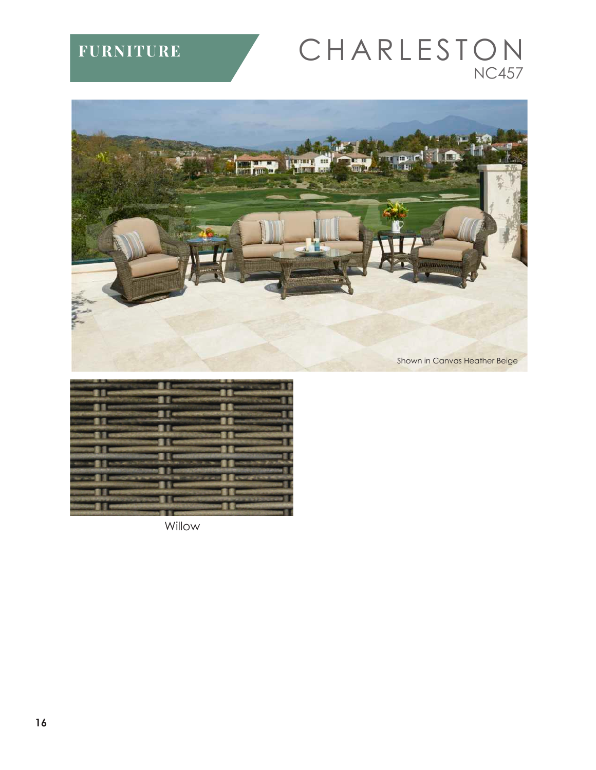FURNITURE

# CHARLESTON

## NC457

Shown in Canvas Heather Beige

Willow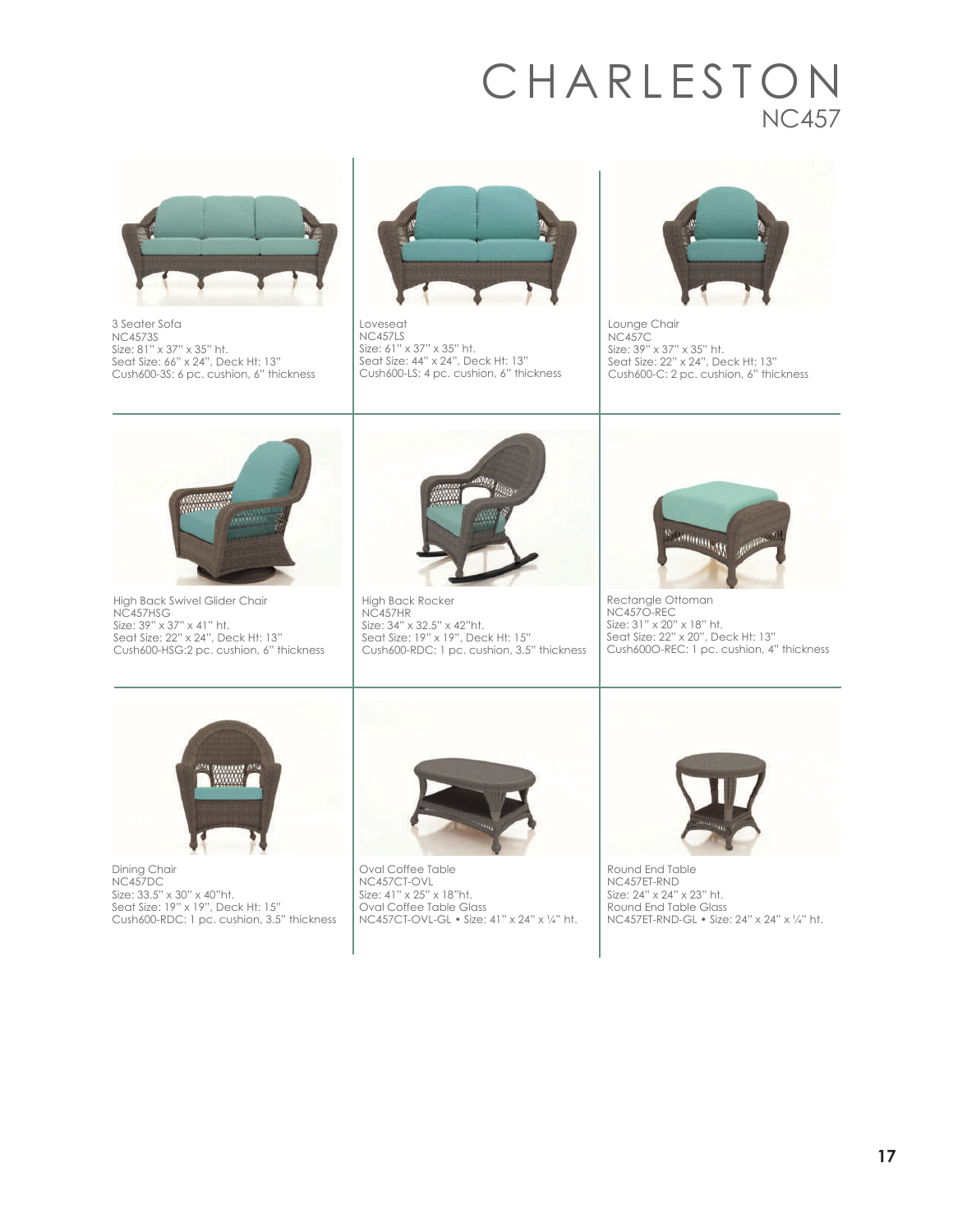# CHARLESTON

## NC457

3 Seater Sofa
NC457S
Size: 81" x 37" x 35" ht.
Seat Size: 66" x 24", Deck Ht: 13"
Cush600-3S: 6 pc. cushion, 6" thickness

Loveseat
NC457LS
Size: 61" x 37" x 35" ht.
Seat Size: 44" x 24", Deck Ht: 13"
Cush600-LS: 4 pc. cushion, 6" thickness

Lounge Chair
NC457C
Size: 39" x 37" x 35" ht.
Seat Size: 22" x 24", Deck Ht: 13"
Cush600-C: 2 pc. cushion, 6" thickness

High Back Swivel Glider Chair
NC457HSG
Size: 39" x 37" x 41" ht.
Seat Size: 22" x 24", Deck Ht: 13"
Cush600-HSG:2 pc. cushion, 6" thickness

High Back Rocker
NC457HR
Size: 34" x 32.5" x 42"ht.
Seat Size: 19" x 19", Deck Ht: 15"
Cush600-RDC: 1 pc. cushion, 3.5" thickness

Rectangle Ottoman
NC457O-REC
Size: 31" x 20" x 18" ht.
Seat Size: 22" x 20", Deck Ht: 13"
Cush600O-REC: 1 pc. cushion, 4" thickness

Dining Chair
NC457DC
Size: 33.5" x 30" x 40"ht.
Seat Size: 19" x 19", Deck Ht: 15"
Cush600-RDC: 1 pc. cushion, 3.5" thickness

Oval Coffee Table
NC457CT-OVL
Size: 41" x 25" x 18"ht.
Oval Coffee Table Glass
NC457CT-OVL-GL • Size: 41" x 24" x ¼" ht.

Round End Table
NC457ET-RND
Size: 24" x 24" x 23" ht.
Round End Table Glass
NC457ET-RND-GL • Size: 24" x 24" x ¼" ht.